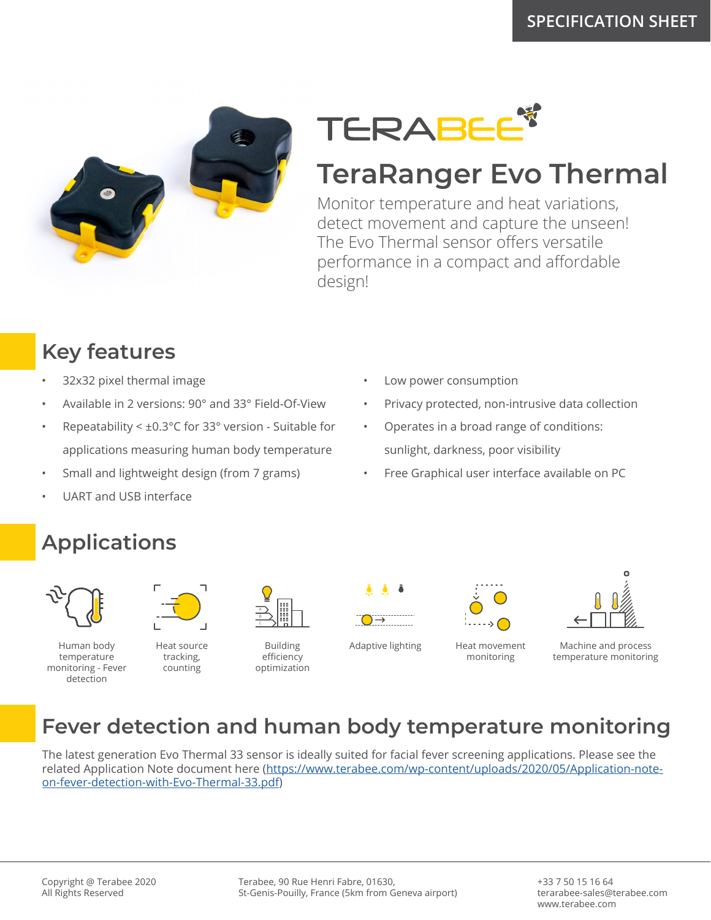SPECIFICATION SHEET

TERABEE

# TeraRanger Evo Thermal

Monitor temperature and heat variations, detect movement and capture the unseen! The Evo Thermal sensor offers versatile performance in a compact and affordable design!

## Key features

- 32x32 pixel thermal image
- Available in 2 versions: 90° and 33° Field-Of-View
- Repeatability < ±0.3°C for 33° version - Suitable for applications measuring human body temperature
- Small and lightweight design (from 7 grams)
- UART and USB interface
- Low power consumption
- Privacy protected, non-intrusive data collection
- Operates in a broad range of conditions: sunlight, darkness, poor visibility
- Free Graphical user interface available on PC

## Applications

- Human body temperature monitoring - Fever detection
- Heat source tracking, counting
- Building efficiency optimization
- Adaptive lighting
- Heat movement monitoring
- Machine and process temperature monitoring

## Fever detection and human body temperature monitoring

The latest generation Evo Thermal 33 sensor is ideally suited for facial fever screening applications. Please see the related Application Note document here (https://www.terabee.com/wp-content/uploads/2020/05/Application-note-on-fever-detection-with-Evo-Thermal-33.pdf)

Copyright @ Terabee 2020
All Rights Reserved

Terabee, 90 Rue Henri Fabre, 01630,
St-Genis-Pouilly, France (5km from Geneva airport)

+33 7 50 15 16 64
terarabee-sales@terabee.com
www.terabee.com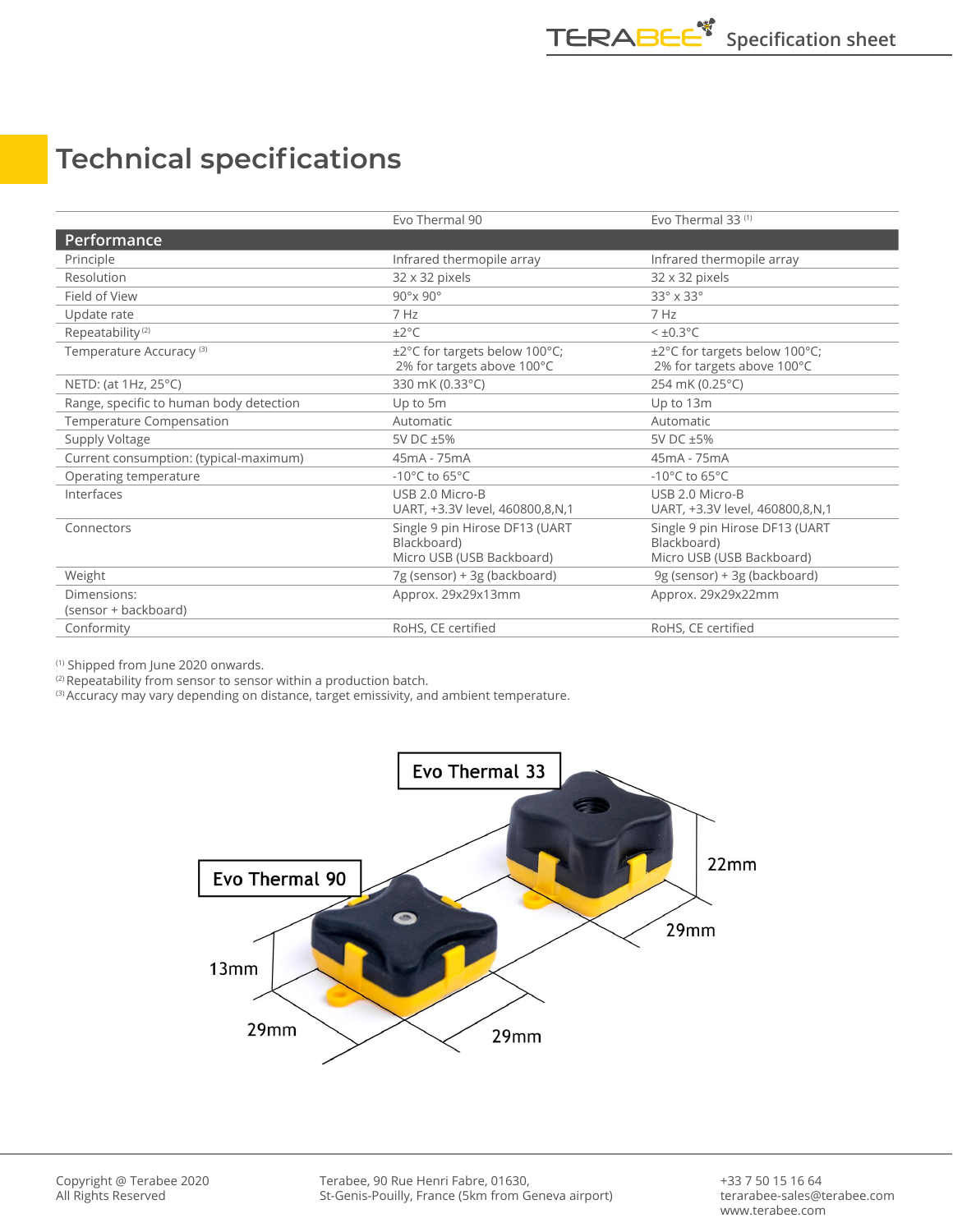# Technical specifications

| | Evo Thermal 90 | Evo Thermal 33 [1] |
|---|---|---|
| **Performance** | | |
| Principle | Infrared thermopile array | Infrared thermopile array |
| Resolution | 32 x 32 pixels | 32 x 32 pixels |
| Field of View | 90°x 90° | 33° x 33° |
| Update rate | 7 Hz | 7 Hz |
| Repeatability [2] | ±2°C | < ±0.3°C |
| Temperature Accuracy [3] | ±2°C for targets below 100°C; 2% for targets above 100°C | ±2°C for targets below 100°C; 2% for targets above 100°C |
| NETD: (at 1Hz, 25°C) | 330 mK (0.33°C) | 254 mK (0.25°C) |
| Range, specific to human body detection | Up to 5m | Up to 13m |
| Temperature Compensation | Automatic | Automatic |
| Supply Voltage | 5V DC ±5% | 5V DC ±5% |
| Current consumption: (typical-maximum) | 45mA - 75mA | 45mA - 75mA |
| Operating temperature | -10°C to 65°C | -10°C to 65°C |
| Interfaces | USB 2.0 Micro-B<br>UART, +3.3V level, 460800,8,N,1 | USB 2.0 Micro-B<br>UART, +3.3V level, 460800,8,N,1 |
| Connectors | Single 9 pin Hirose DF13 (UART Blackboard)<br>Micro USB (USB Backboard) | Single 9 pin Hirose DF13 (UART Blackboard)<br>Micro USB (USB Backboard) |
| Weight | 7g (sensor) + 3g (backboard) | 9g (sensor) + 3g (backboard) |
| Dimensions: (sensor + backboard) | Approx. 29x29x13mm | Approx. 29x29x22mm |
| Conformity | RoHS, CE certified | RoHS, CE certified |

[1] Shipped from June 2020 onwards.
[2] Repeatability from sensor to sensor within a production batch.
[3] Accuracy may vary depending on distance, target emissivity, and ambient temperature.

Evo Thermal 33 — 22mm, 29mm

Evo Thermal 90 — 13mm, 29mm, 29mm

Copyright @ Terabee 2020
All Rights Reserved

Terabee, 90 Rue Henri Fabre, 01630,
St-Genis-Pouilly, France (5km from Geneva airport)

+33 7 50 15 16 64
terarabee-sales@terabee.com
www.terabee.com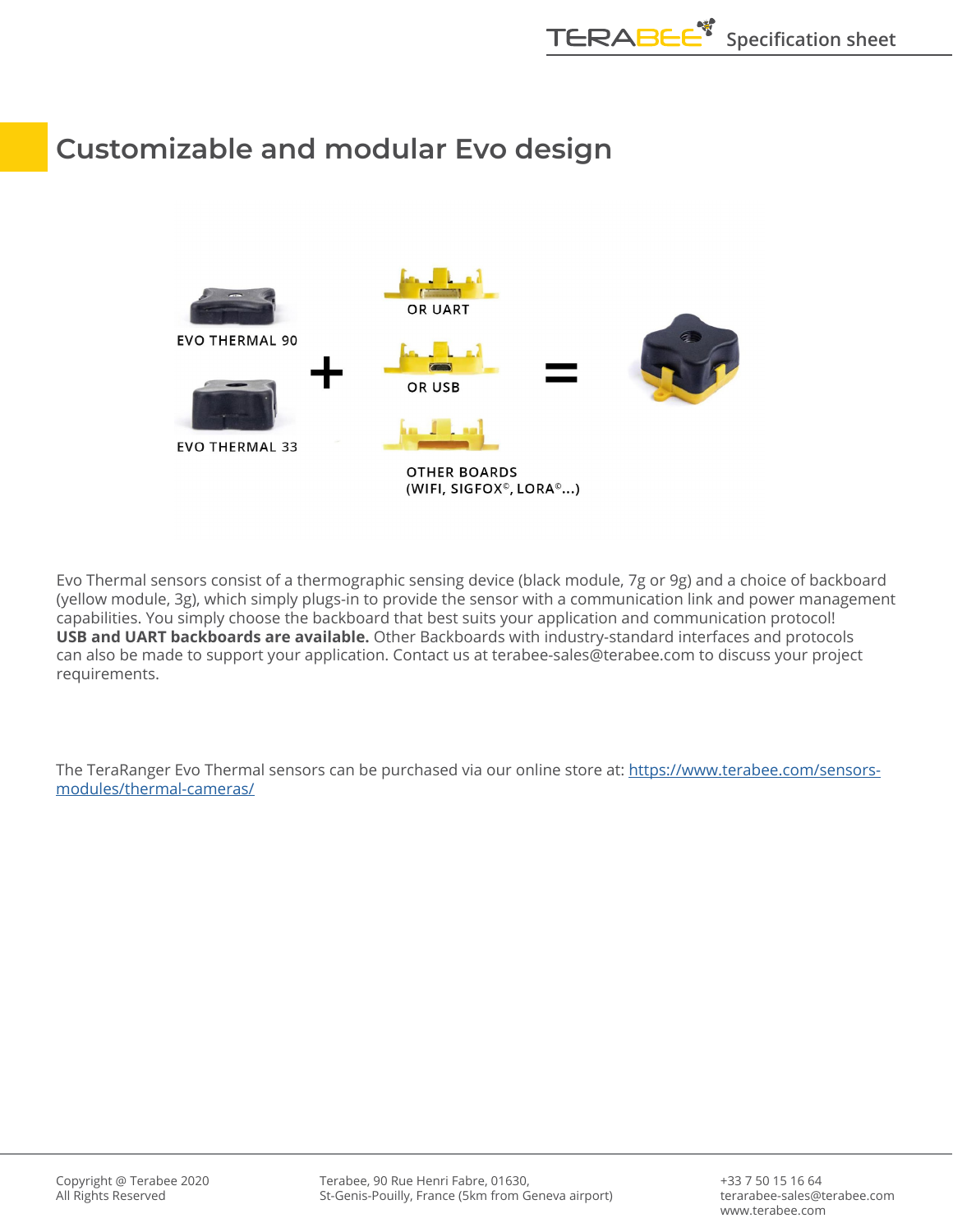# Customizable and modular Evo design

EVO THERMAL 90

EVO THERMAL 33

OR UART

OR USB

OTHER BOARDS (WIFI, SIGFOX©, LORA©...)

Evo Thermal sensors consist of a thermographic sensing device (black module, 7g or 9g) and a choice of backboard (yellow module, 3g), which simply plugs-in to provide the sensor with a communication link and power management capabilities. You simply choose the backboard that best suits your application and communication protocol! **USB and UART backboards are available.** Other Backboards with industry-standard interfaces and protocols can also be made to support your application. Contact us at terabee-sales@terabee.com to discuss your project requirements.

The TeraRanger Evo Thermal sensors can be purchased via our online store at: [https://www.terabee.com/sensors-modules/thermal-cameras/](https://www.terabee.com/sensors-modules/thermal-cameras/)